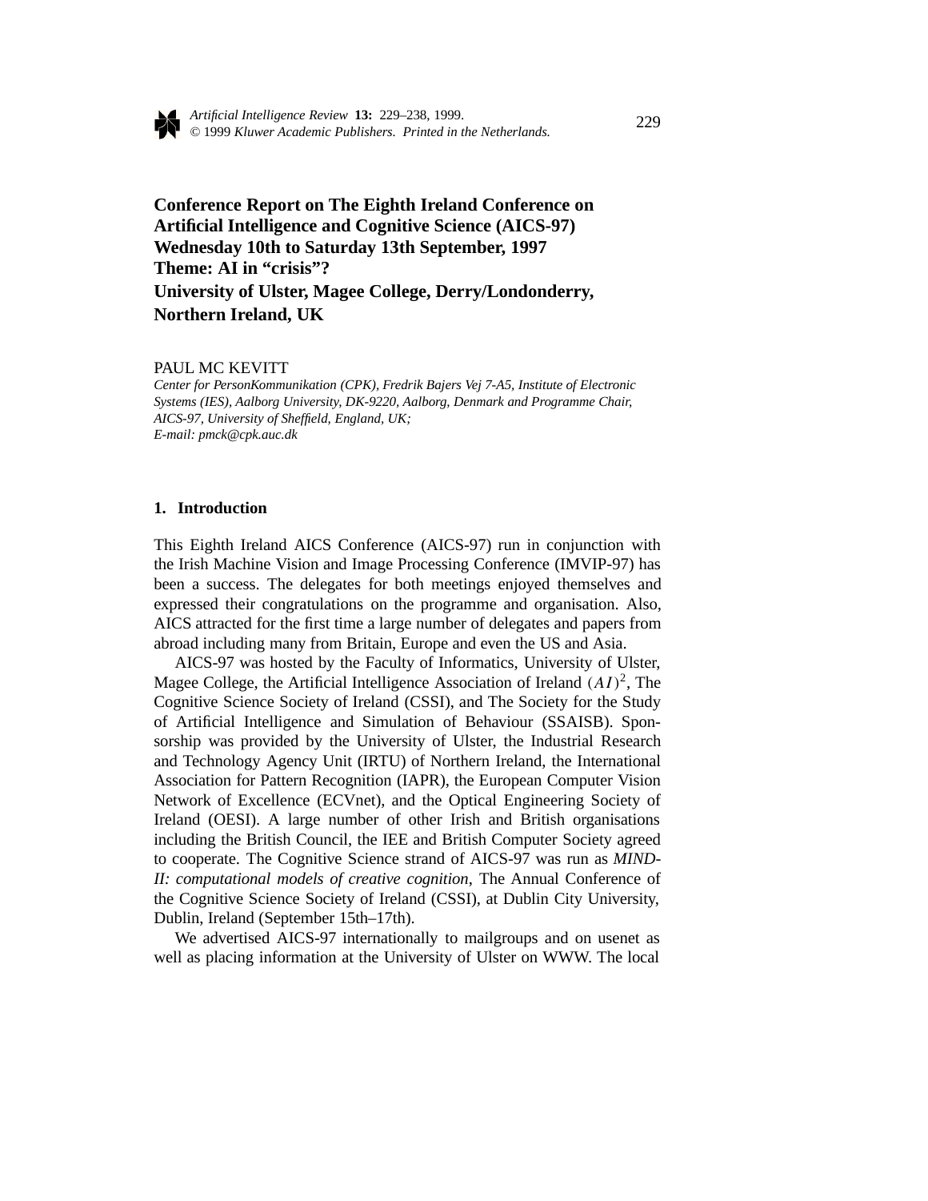# Conference Report on The Eighth Ireland Conference on Artificial Intelligence and Cognitive Science (AICS-97) Wednesday 10th to Saturday 13th September, 1997 Theme: AI in "crisis"? University of Ulster, Magee College, Derry/Londonderry, Northern Ireland, UK

PAUL MC KEVITT

*Center for PersonKommunikation (CPK), Fredrik Bajers Vej 7-A5, Institute of Electronic Systems (IES), Aalborg University, DK-9220, Aalborg, Denmark and Programme Chair, AICS-97, University of Sheffield, England, UK;*
*E-mail: pmck@cpk.auc.dk*

## 1. Introduction

This Eighth Ireland AICS Conference (AICS-97) run in conjunction with the Irish Machine Vision and Image Processing Conference (IMVIP-97) has been a success. The delegates for both meetings enjoyed themselves and expressed their congratulations on the programme and organisation. Also, AICS attracted for the first time a large number of delegates and papers from abroad including many from Britain, Europe and even the US and Asia.

AICS-97 was hosted by the Faculty of Informatics, University of Ulster, Magee College, the Artificial Intelligence Association of Ireland $(AI)^2$, The Cognitive Science Society of Ireland (CSSI), and The Society for the Study of Artificial Intelligence and Simulation of Behaviour (SSAISB). Sponsorship was provided by the University of Ulster, the Industrial Research and Technology Agency Unit (IRTU) of Northern Ireland, the International Association for Pattern Recognition (IAPR), the European Computer Vision Network of Excellence (ECVnet), and the Optical Engineering Society of Ireland (OESI). A large number of other Irish and British organisations including the British Council, the IEE and British Computer Society agreed to cooperate. The Cognitive Science strand of AICS-97 was run as *MIND-II: computational models of creative cognition*, The Annual Conference of the Cognitive Science Society of Ireland (CSSI), at Dublin City University, Dublin, Ireland (September 15th–17th).

We advertised AICS-97 internationally to mailgroups and on usenet as well as placing information at the University of Ulster on WWW. The local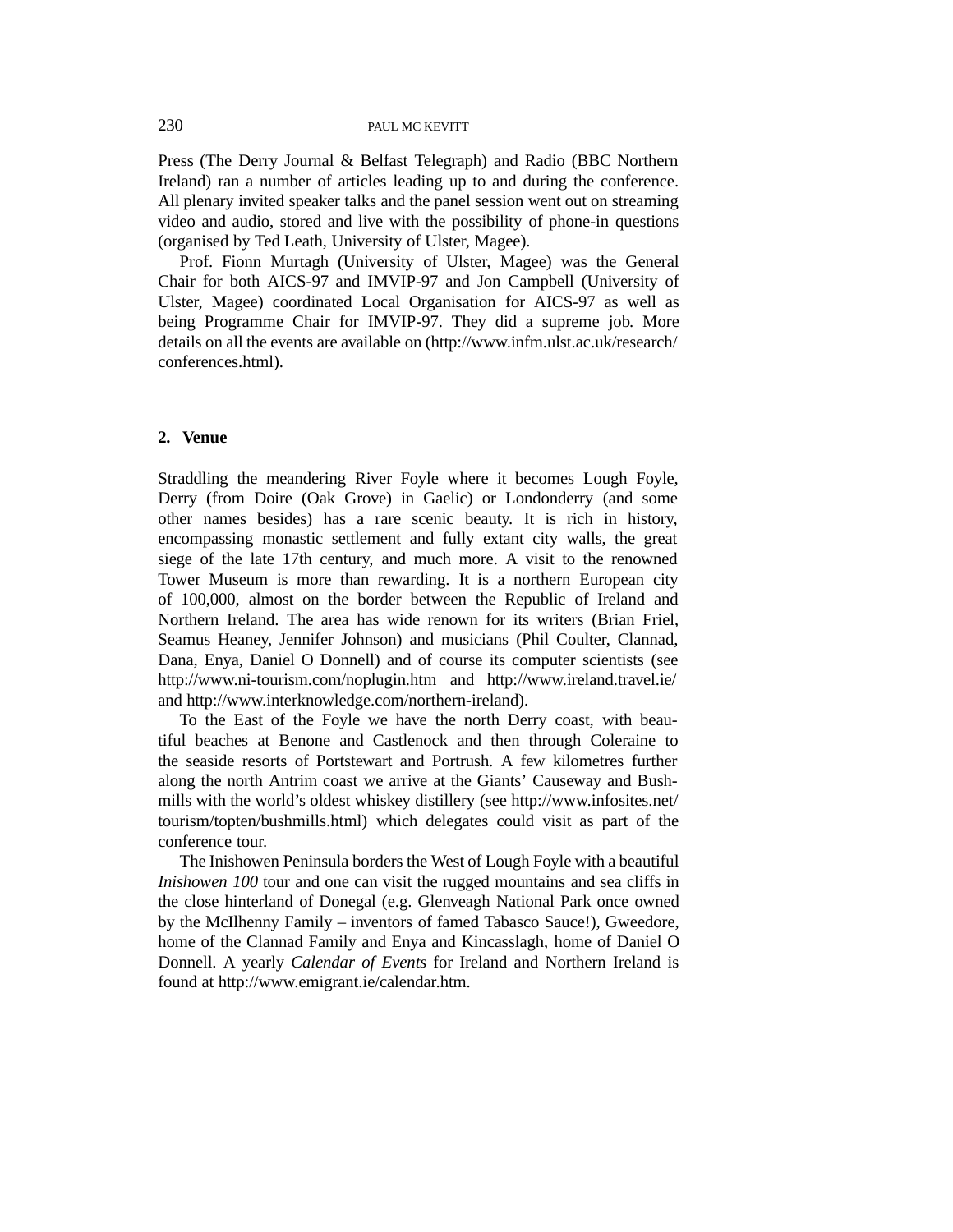Press (The Derry Journal & Belfast Telegraph) and Radio (BBC Northern Ireland) ran a number of articles leading up to and during the conference. All plenary invited speaker talks and the panel session went out on streaming video and audio, stored and live with the possibility of phone-in questions (organised by Ted Leath, University of Ulster, Magee).

Prof. Fionn Murtagh (University of Ulster, Magee) was the General Chair for both AICS-97 and IMVIP-97 and Jon Campbell (University of Ulster, Magee) coordinated Local Organisation for AICS-97 as well as being Programme Chair for IMVIP-97. They did a supreme job. More details on all the events are available on (http://www.infm.ulst.ac.uk/research/conferences.html).

## 2. Venue

Straddling the meandering River Foyle where it becomes Lough Foyle, Derry (from Doire (Oak Grove) in Gaelic) or Londonderry (and some other names besides) has a rare scenic beauty. It is rich in history, encompassing monastic settlement and fully extant city walls, the great siege of the late 17th century, and much more. A visit to the renowned Tower Museum is more than rewarding. It is a northern European city of 100,000, almost on the border between the Republic of Ireland and Northern Ireland. The area has wide renown for its writers (Brian Friel, Seamus Heaney, Jennifer Johnson) and musicians (Phil Coulter, Clannad, Dana, Enya, Daniel O Donnell) and of course its computer scientists (see http://www.ni-tourism.com/noplugin.htm and http://www.ireland.travel.ie/ and http://www.interknowledge.com/northern-ireland).

To the East of the Foyle we have the north Derry coast, with beautiful beaches at Benone and Castlenock and then through Coleraine to the seaside resorts of Portstewart and Portrush. A few kilometres further along the north Antrim coast we arrive at the Giants' Causeway and Bushmills with the world's oldest whiskey distillery (see http://www.infosites.net/tourism/topten/bushmills.html) which delegates could visit as part of the conference tour.

The Inishowen Peninsula borders the West of Lough Foyle with a beautiful *Inishowen 100* tour and one can visit the rugged mountains and sea cliffs in the close hinterland of Donegal (e.g. Glenveagh National Park once owned by the McIlhenny Family – inventors of famed Tabasco Sauce!), Gweedore, home of the Clannad Family and Enya and Kincasslagh, home of Daniel O Donnell. A yearly *Calendar of Events* for Ireland and Northern Ireland is found at http://www.emigrant.ie/calendar.htm.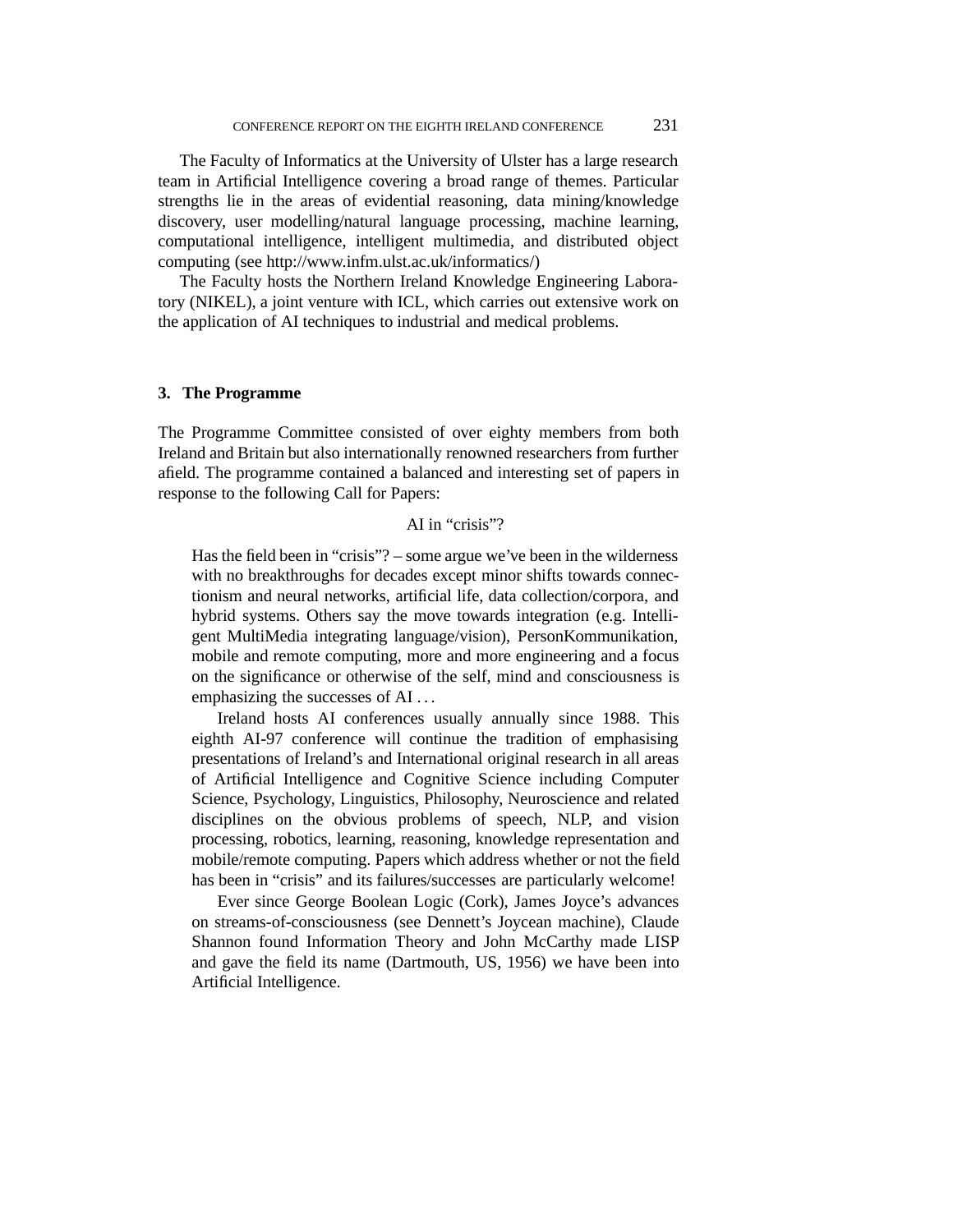The Faculty of Informatics at the University of Ulster has a large research team in Artificial Intelligence covering a broad range of themes. Particular strengths lie in the areas of evidential reasoning, data mining/knowledge discovery, user modelling/natural language processing, machine learning, computational intelligence, intelligent multimedia, and distributed object computing (see http://www.infm.ulst.ac.uk/informatics/)

The Faculty hosts the Northern Ireland Knowledge Engineering Laboratory (NIKEL), a joint venture with ICL, which carries out extensive work on the application of AI techniques to industrial and medical problems.

## 3. The Programme

The Programme Committee consisted of over eighty members from both Ireland and Britain but also internationally renowned researchers from further afield. The programme contained a balanced and interesting set of papers in response to the following Call for Papers:

> AI in "crisis"?
>
> Has the field been in "crisis"? – some argue we've been in the wilderness with no breakthroughs for decades except minor shifts towards connectionism and neural networks, artificial life, data collection/corpora, and hybrid systems. Others say the move towards integration (e.g. Intelligent MultiMedia integrating language/vision), PersonKommunikation, mobile and remote computing, more and more engineering and a focus on the significance or otherwise of the self, mind and consciousness is emphasizing the successes of AI . . .
>
> Ireland hosts AI conferences usually annually since 1988. This eighth AI-97 conference will continue the tradition of emphasising presentations of Ireland's and International original research in all areas of Artificial Intelligence and Cognitive Science including Computer Science, Psychology, Linguistics, Philosophy, Neuroscience and related disciplines on the obvious problems of speech, NLP, and vision processing, robotics, learning, reasoning, knowledge representation and mobile/remote computing. Papers which address whether or not the field has been in "crisis" and its failures/successes are particularly welcome!
>
> Ever since George Boolean Logic (Cork), James Joyce's advances on streams-of-consciousness (see Dennett's Joycean machine), Claude Shannon found Information Theory and John McCarthy made LISP and gave the field its name (Dartmouth, US, 1956) we have been into Artificial Intelligence.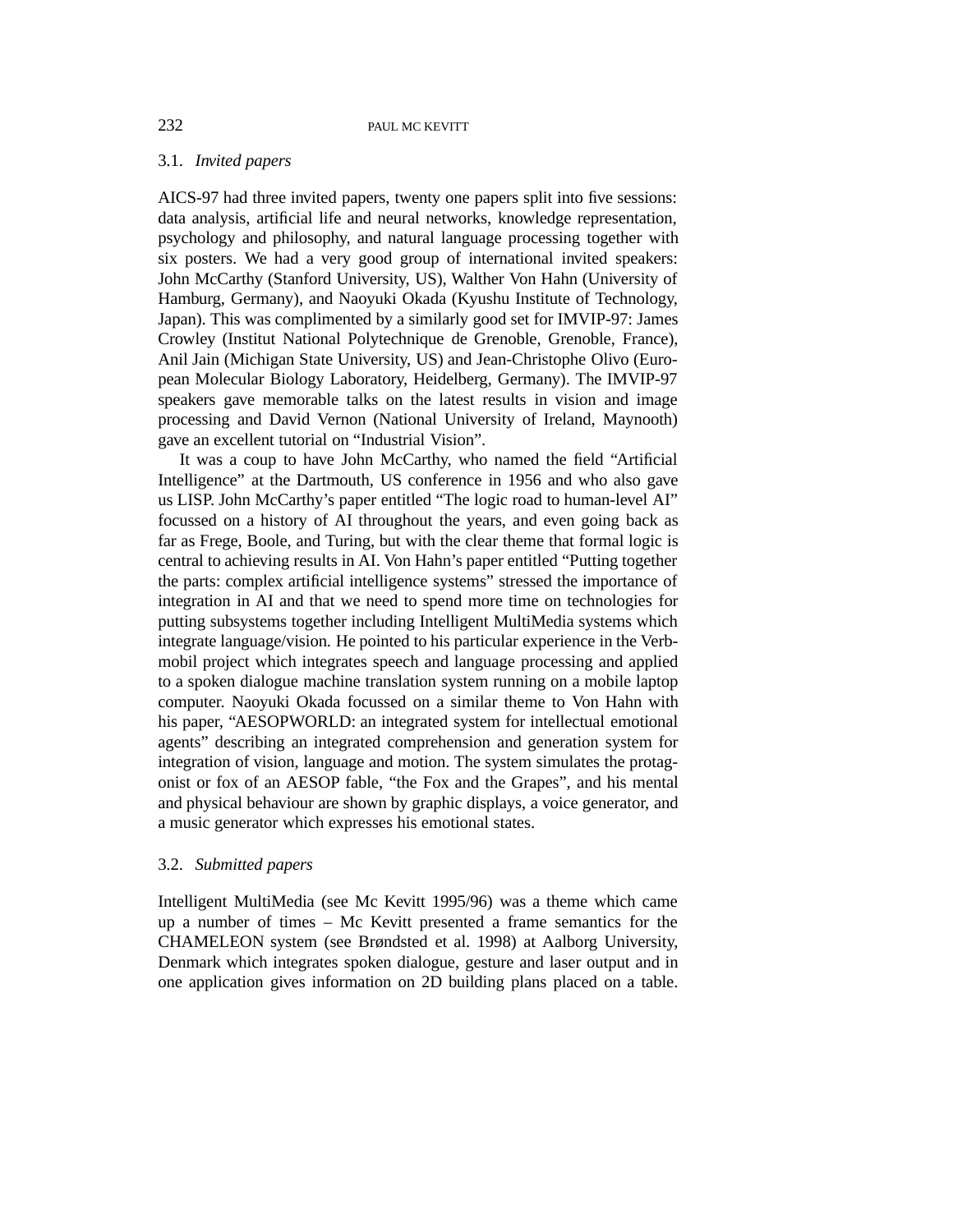### 3.1. *Invited papers*

AICS-97 had three invited papers, twenty one papers split into five sessions: data analysis, artificial life and neural networks, knowledge representation, psychology and philosophy, and natural language processing together with six posters. We had a very good group of international invited speakers: John McCarthy (Stanford University, US), Walther Von Hahn (University of Hamburg, Germany), and Naoyuki Okada (Kyushu Institute of Technology, Japan). This was complimented by a similarly good set for IMVIP-97: James Crowley (Institut National Polytechnique de Grenoble, Grenoble, France), Anil Jain (Michigan State University, US) and Jean-Christophe Olivo (European Molecular Biology Laboratory, Heidelberg, Germany). The IMVIP-97 speakers gave memorable talks on the latest results in vision and image processing and David Vernon (National University of Ireland, Maynooth) gave an excellent tutorial on "Industrial Vision".

It was a coup to have John McCarthy, who named the field "Artificial Intelligence" at the Dartmouth, US conference in 1956 and who also gave us LISP. John McCarthy's paper entitled "The logic road to human-level AI" focussed on a history of AI throughout the years, and even going back as far as Frege, Boole, and Turing, but with the clear theme that formal logic is central to achieving results in AI. Von Hahn's paper entitled "Putting together the parts: complex artificial intelligence systems" stressed the importance of integration in AI and that we need to spend more time on technologies for putting subsystems together including Intelligent MultiMedia systems which integrate language/vision. He pointed to his particular experience in the Verbmobil project which integrates speech and language processing and applied to a spoken dialogue machine translation system running on a mobile laptop computer. Naoyuki Okada focussed on a similar theme to Von Hahn with his paper, "AESOPWORLD: an integrated system for intellectual emotional agents" describing an integrated comprehension and generation system for integration of vision, language and motion. The system simulates the protagonist or fox of an AESOP fable, "the Fox and the Grapes", and his mental and physical behaviour are shown by graphic displays, a voice generator, and a music generator which expresses his emotional states.

### 3.2. *Submitted papers*

Intelligent MultiMedia (see Mc Kevitt 1995/96) was a theme which came up a number of times – Mc Kevitt presented a frame semantics for the CHAMELEON system (see Brøndsted et al. 1998) at Aalborg University, Denmark which integrates spoken dialogue, gesture and laser output and in one application gives information on 2D building plans placed on a table.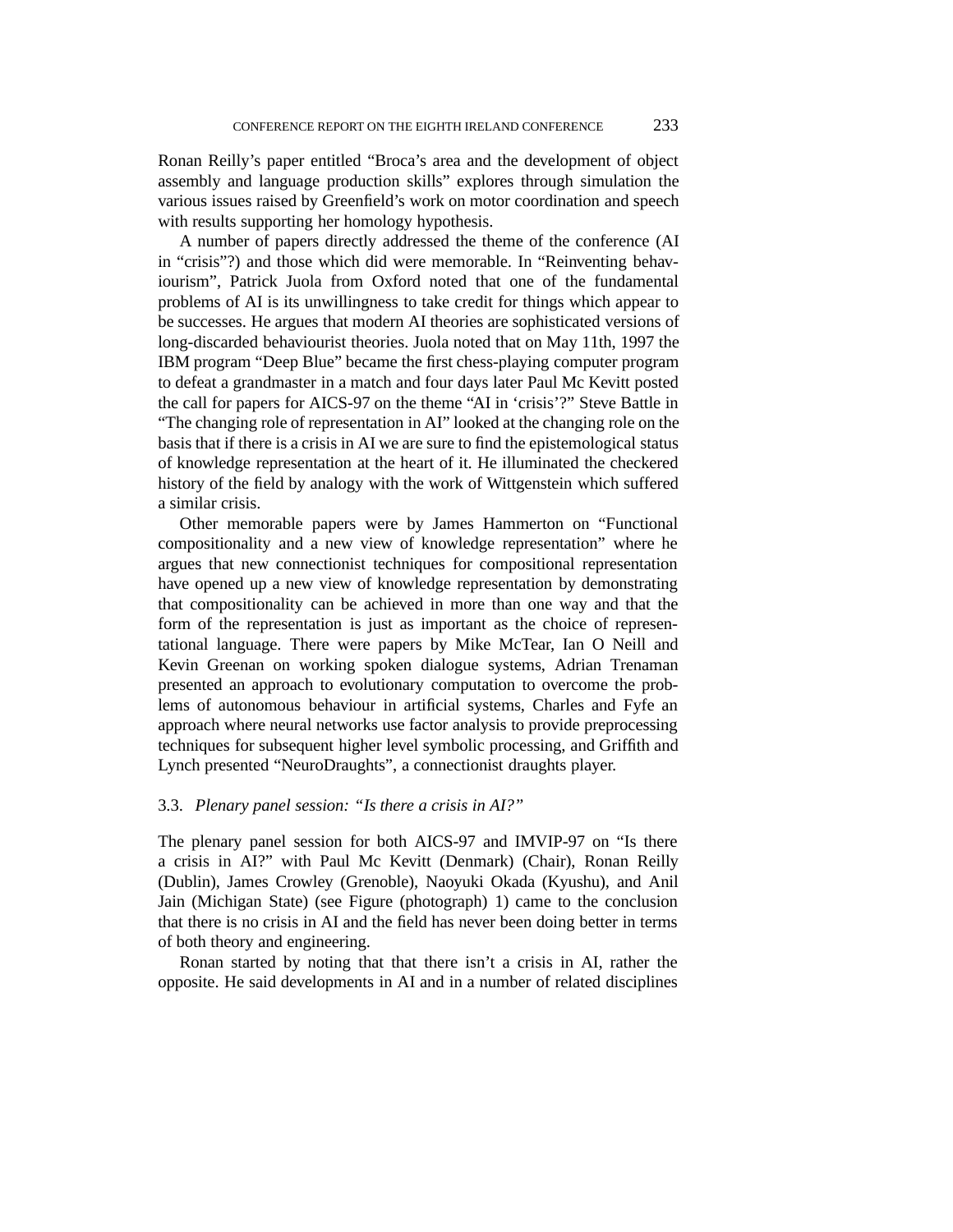Ronan Reilly's paper entitled "Broca's area and the development of object assembly and language production skills" explores through simulation the various issues raised by Greenfield's work on motor coordination and speech with results supporting her homology hypothesis.

A number of papers directly addressed the theme of the conference (AI in "crisis"?) and those which did were memorable. In "Reinventing behaviourism", Patrick Juola from Oxford noted that one of the fundamental problems of AI is its unwillingness to take credit for things which appear to be successes. He argues that modern AI theories are sophisticated versions of long-discarded behaviourist theories. Juola noted that on May 11th, 1997 the IBM program "Deep Blue" became the first chess-playing computer program to defeat a grandmaster in a match and four days later Paul Mc Kevitt posted the call for papers for AICS-97 on the theme "AI in 'crisis'?" Steve Battle in "The changing role of representation in AI" looked at the changing role on the basis that if there is a crisis in AI we are sure to find the epistemological status of knowledge representation at the heart of it. He illuminated the checkered history of the field by analogy with the work of Wittgenstein which suffered a similar crisis.

Other memorable papers were by James Hammerton on "Functional compositionality and a new view of knowledge representation" where he argues that new connectionist techniques for compositional representation have opened up a new view of knowledge representation by demonstrating that compositionality can be achieved in more than one way and that the form of the representation is just as important as the choice of representational language. There were papers by Mike McTear, Ian O Neill and Kevin Greenan on working spoken dialogue systems, Adrian Trenaman presented an approach to evolutionary computation to overcome the problems of autonomous behaviour in artificial systems, Charles and Fyfe an approach where neural networks use factor analysis to provide preprocessing techniques for subsequent higher level symbolic processing, and Griffith and Lynch presented "NeuroDraughts", a connectionist draughts player.

### 3.3. *Plenary panel session: "Is there a crisis in AI?"*

The plenary panel session for both AICS-97 and IMVIP-97 on "Is there a crisis in AI?" with Paul Mc Kevitt (Denmark) (Chair), Ronan Reilly (Dublin), James Crowley (Grenoble), Naoyuki Okada (Kyushu), and Anil Jain (Michigan State) (see Figure (photograph) 1) came to the conclusion that there is no crisis in AI and the field has never been doing better in terms of both theory and engineering.

Ronan started by noting that that there isn't a crisis in AI, rather the opposite. He said developments in AI and in a number of related disciplines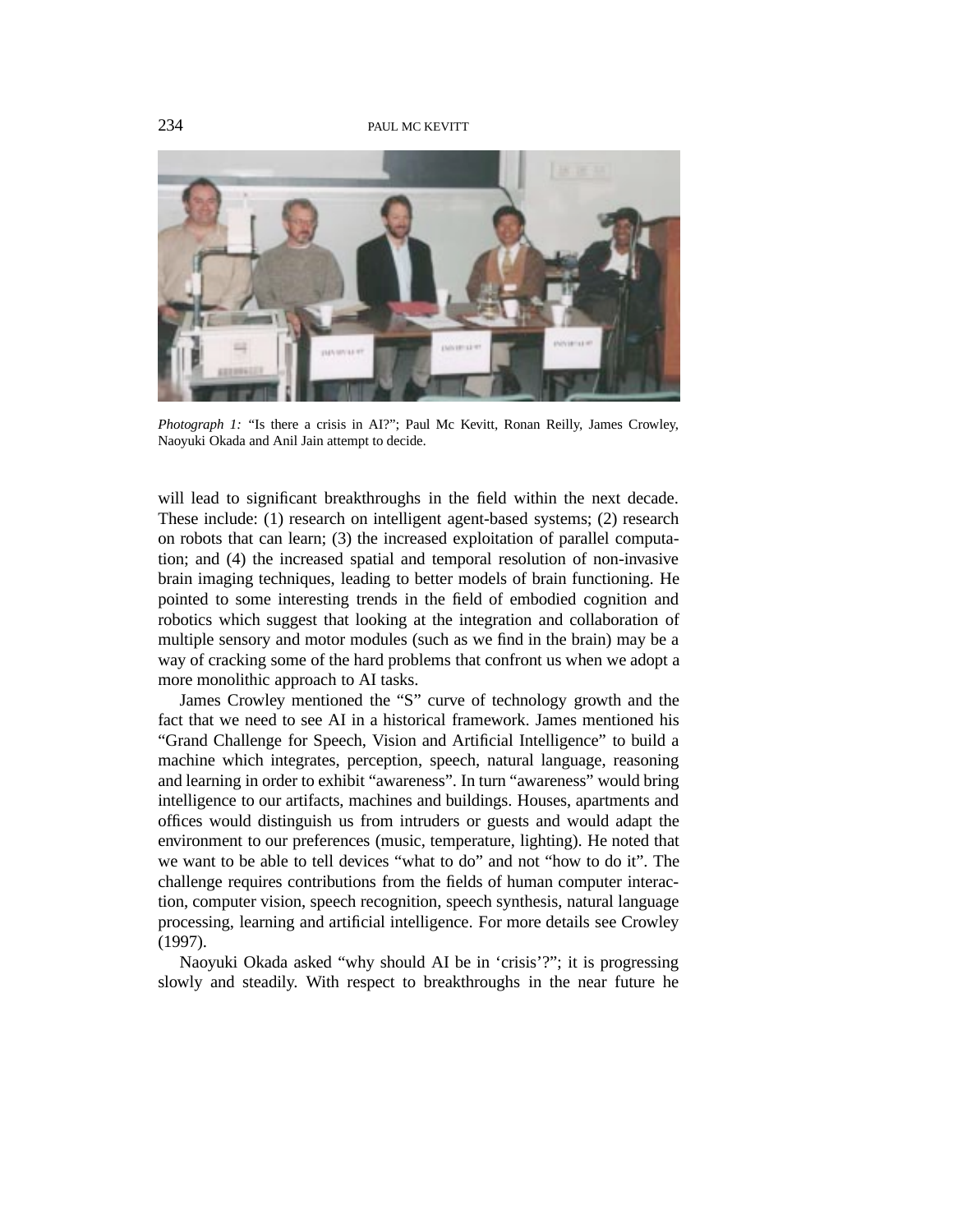*Photograph 1:* "Is there a crisis in AI?"; Paul Mc Kevitt, Ronan Reilly, James Crowley, Naoyuki Okada and Anil Jain attempt to decide.

will lead to significant breakthroughs in the field within the next decade. These include: (1) research on intelligent agent-based systems; (2) research on robots that can learn; (3) the increased exploitation of parallel computation; and (4) the increased spatial and temporal resolution of non-invasive brain imaging techniques, leading to better models of brain functioning. He pointed to some interesting trends in the field of embodied cognition and robotics which suggest that looking at the integration and collaboration of multiple sensory and motor modules (such as we find in the brain) may be a way of cracking some of the hard problems that confront us when we adopt a more monolithic approach to AI tasks.

James Crowley mentioned the "S" curve of technology growth and the fact that we need to see AI in a historical framework. James mentioned his "Grand Challenge for Speech, Vision and Artificial Intelligence" to build a machine which integrates, perception, speech, natural language, reasoning and learning in order to exhibit "awareness". In turn "awareness" would bring intelligence to our artifacts, machines and buildings. Houses, apartments and offices would distinguish us from intruders or guests and would adapt the environment to our preferences (music, temperature, lighting). He noted that we want to be able to tell devices "what to do" and not "how to do it". The challenge requires contributions from the fields of human computer interaction, computer vision, speech recognition, speech synthesis, natural language processing, learning and artificial intelligence. For more details see Crowley (1997).

Naoyuki Okada asked "why should AI be in 'crisis'?"; it is progressing slowly and steadily. With respect to breakthroughs in the near future he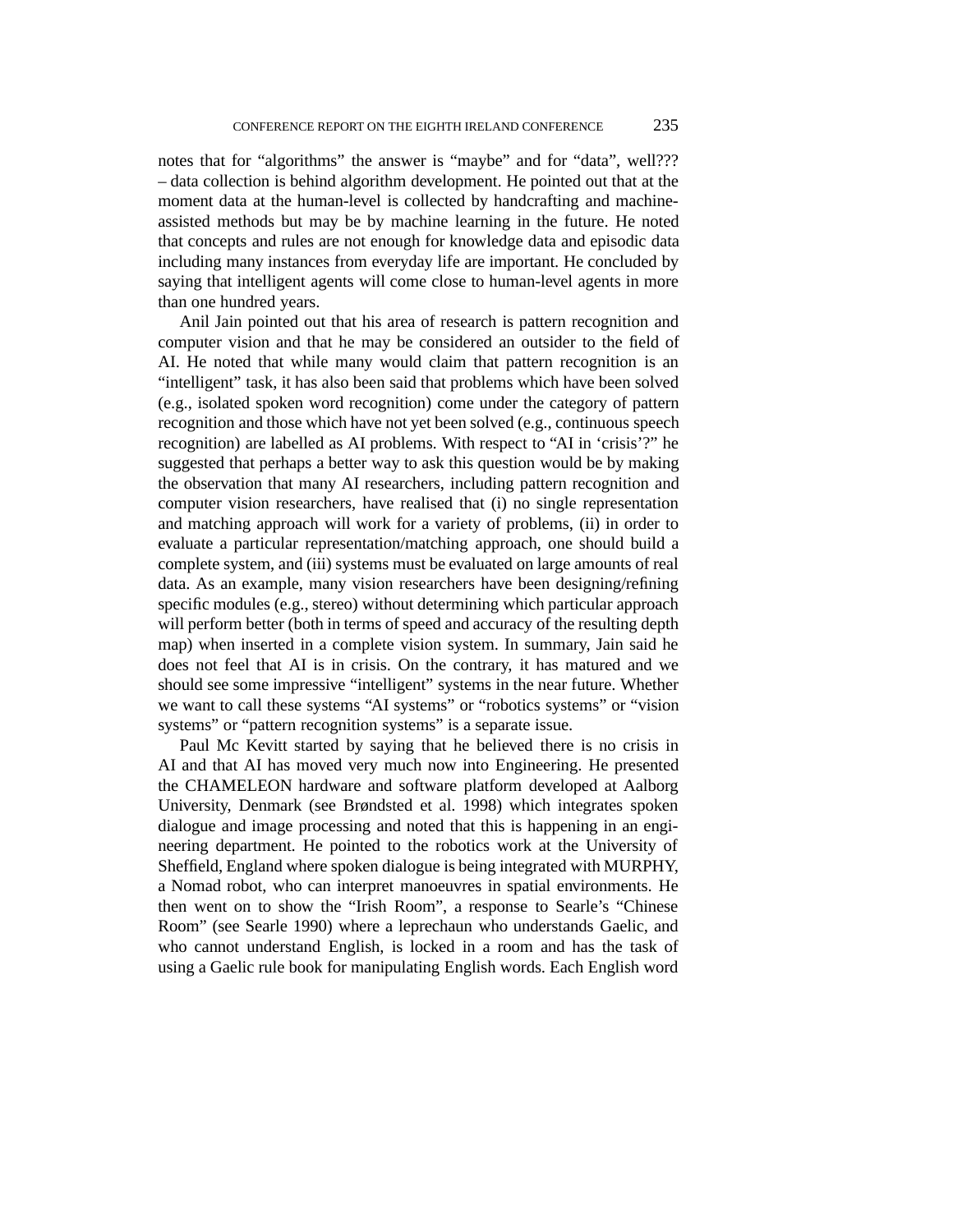notes that for "algorithms" the answer is "maybe" and for "data", well??? – data collection is behind algorithm development. He pointed out that at the moment data at the human-level is collected by handcrafting and machine-assisted methods but may be by machine learning in the future. He noted that concepts and rules are not enough for knowledge data and episodic data including many instances from everyday life are important. He concluded by saying that intelligent agents will come close to human-level agents in more than one hundred years.

Anil Jain pointed out that his area of research is pattern recognition and computer vision and that he may be considered an outsider to the field of AI. He noted that while many would claim that pattern recognition is an "intelligent" task, it has also been said that problems which have been solved (e.g., isolated spoken word recognition) come under the category of pattern recognition and those which have not yet been solved (e.g., continuous speech recognition) are labelled as AI problems. With respect to "AI in 'crisis'?" he suggested that perhaps a better way to ask this question would be by making the observation that many AI researchers, including pattern recognition and computer vision researchers, have realised that (i) no single representation and matching approach will work for a variety of problems, (ii) in order to evaluate a particular representation/matching approach, one should build a complete system, and (iii) systems must be evaluated on large amounts of real data. As an example, many vision researchers have been designing/refining specific modules (e.g., stereo) without determining which particular approach will perform better (both in terms of speed and accuracy of the resulting depth map) when inserted in a complete vision system. In summary, Jain said he does not feel that AI is in crisis. On the contrary, it has matured and we should see some impressive "intelligent" systems in the near future. Whether we want to call these systems "AI systems" or "robotics systems" or "vision systems" or "pattern recognition systems" is a separate issue.

Paul Mc Kevitt started by saying that he believed there is no crisis in AI and that AI has moved very much now into Engineering. He presented the CHAMELEON hardware and software platform developed at Aalborg University, Denmark (see Brøndsted et al. 1998) which integrates spoken dialogue and image processing and noted that this is happening in an engineering department. He pointed to the robotics work at the University of Sheffield, England where spoken dialogue is being integrated with MURPHY, a Nomad robot, who can interpret manoeuvres in spatial environments. He then went on to show the "Irish Room", a response to Searle's "Chinese Room" (see Searle 1990) where a leprechaun who understands Gaelic, and who cannot understand English, is locked in a room and has the task of using a Gaelic rule book for manipulating English words. Each English word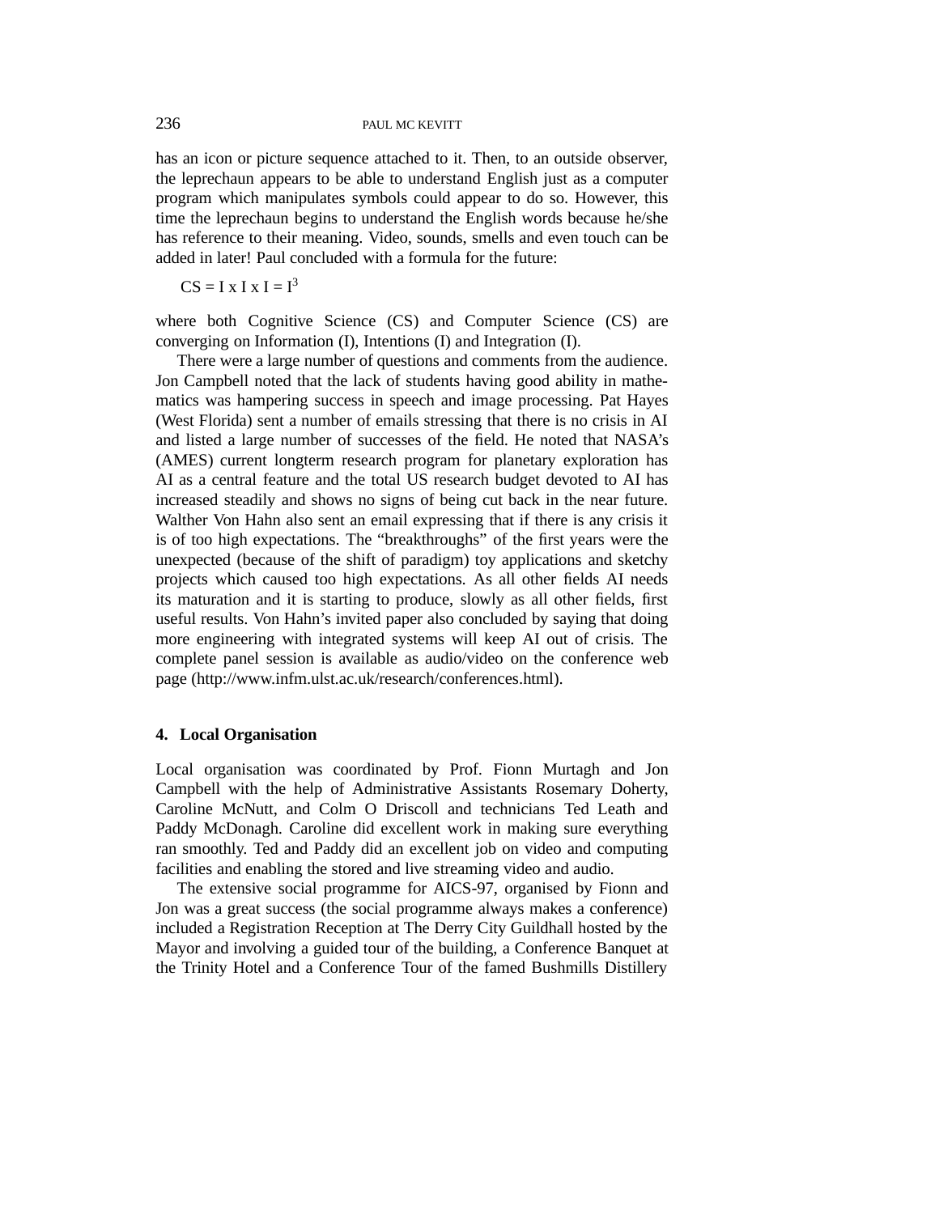has an icon or picture sequence attached to it. Then, to an outside observer, the leprechaun appears to be able to understand English just as a computer program which manipulates symbols could appear to do so. However, this time the leprechaun begins to understand the English words because he/she has reference to their meaning. Video, sounds, smells and even touch can be added in later! Paul concluded with a formula for the future:

$$CS = I \times I \times I = I^3$$

where both Cognitive Science (CS) and Computer Science (CS) are converging on Information (I), Intentions (I) and Integration (I).

There were a large number of questions and comments from the audience. Jon Campbell noted that the lack of students having good ability in mathematics was hampering success in speech and image processing. Pat Hayes (West Florida) sent a number of emails stressing that there is no crisis in AI and listed a large number of successes of the field. He noted that NASA's (AMES) current longterm research program for planetary exploration has AI as a central feature and the total US research budget devoted to AI has increased steadily and shows no signs of being cut back in the near future. Walther Von Hahn also sent an email expressing that if there is any crisis it is of too high expectations. The "breakthroughs" of the first years were the unexpected (because of the shift of paradigm) toy applications and sketchy projects which caused too high expectations. As all other fields AI needs its maturation and it is starting to produce, slowly as all other fields, first useful results. Von Hahn's invited paper also concluded by saying that doing more engineering with integrated systems will keep AI out of crisis. The complete panel session is available as audio/video on the conference web page (http://www.infm.ulst.ac.uk/research/conferences.html).

## 4. Local Organisation

Local organisation was coordinated by Prof. Fionn Murtagh and Jon Campbell with the help of Administrative Assistants Rosemary Doherty, Caroline McNutt, and Colm O Driscoll and technicians Ted Leath and Paddy McDonagh. Caroline did excellent work in making sure everything ran smoothly. Ted and Paddy did an excellent job on video and computing facilities and enabling the stored and live streaming video and audio.

The extensive social programme for AICS-97, organised by Fionn and Jon was a great success (the social programme always makes a conference) included a Registration Reception at The Derry City Guildhall hosted by the Mayor and involving a guided tour of the building, a Conference Banquet at the Trinity Hotel and a Conference Tour of the famed Bushmills Distillery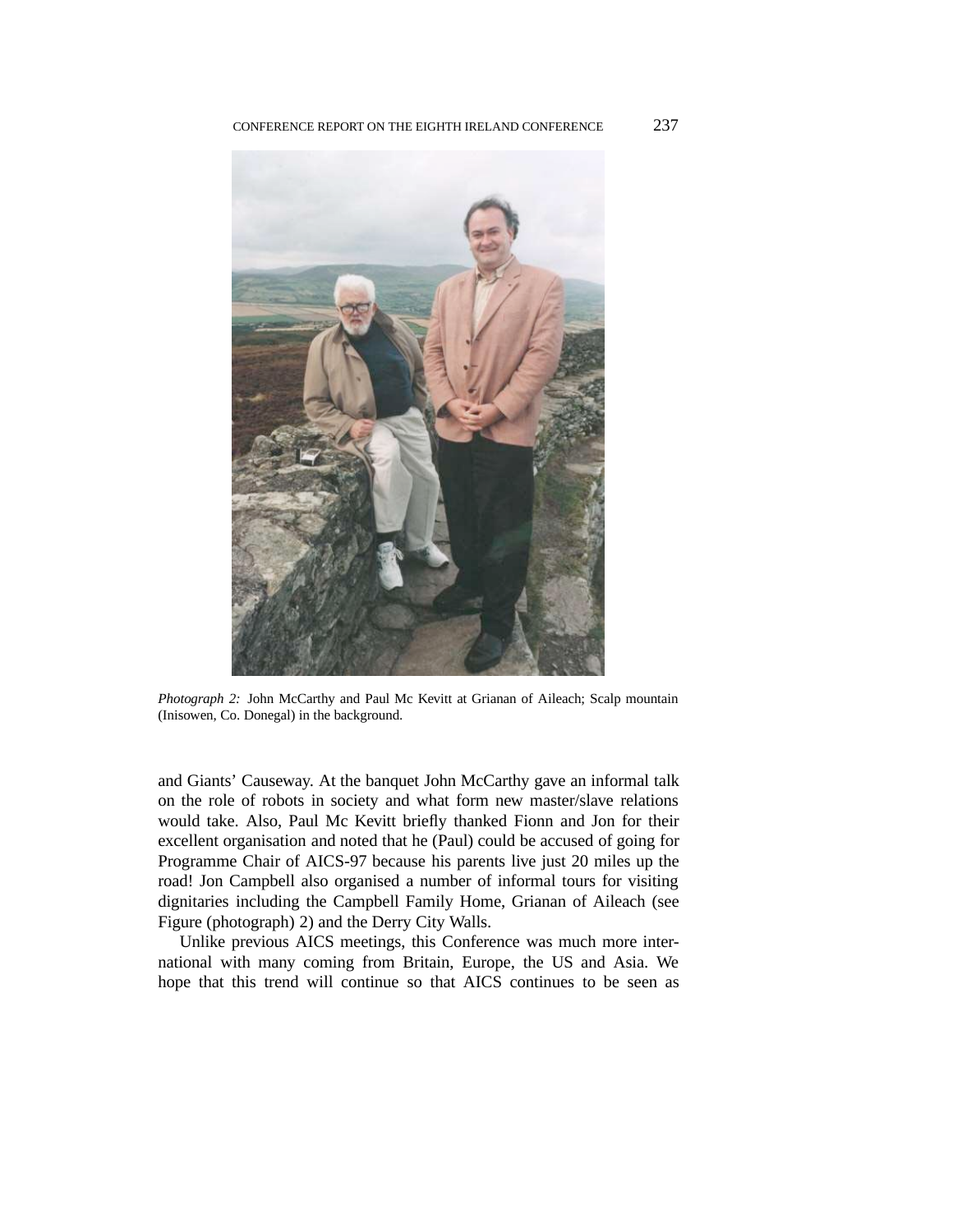*Photograph 2:* John McCarthy and Paul Mc Kevitt at Grianan of Aileach; Scalp mountain (Inisowen, Co. Donegal) in the background.

and Giants' Causeway. At the banquet John McCarthy gave an informal talk on the role of robots in society and what form new master/slave relations would take. Also, Paul Mc Kevitt briefly thanked Fionn and Jon for their excellent organisation and noted that he (Paul) could be accused of going for Programme Chair of AICS-97 because his parents live just 20 miles up the road! Jon Campbell also organised a number of informal tours for visiting dignitaries including the Campbell Family Home, Grianan of Aileach (see Figure (photograph) 2) and the Derry City Walls.

Unlike previous AICS meetings, this Conference was much more international with many coming from Britain, Europe, the US and Asia. We hope that this trend will continue so that AICS continues to be seen as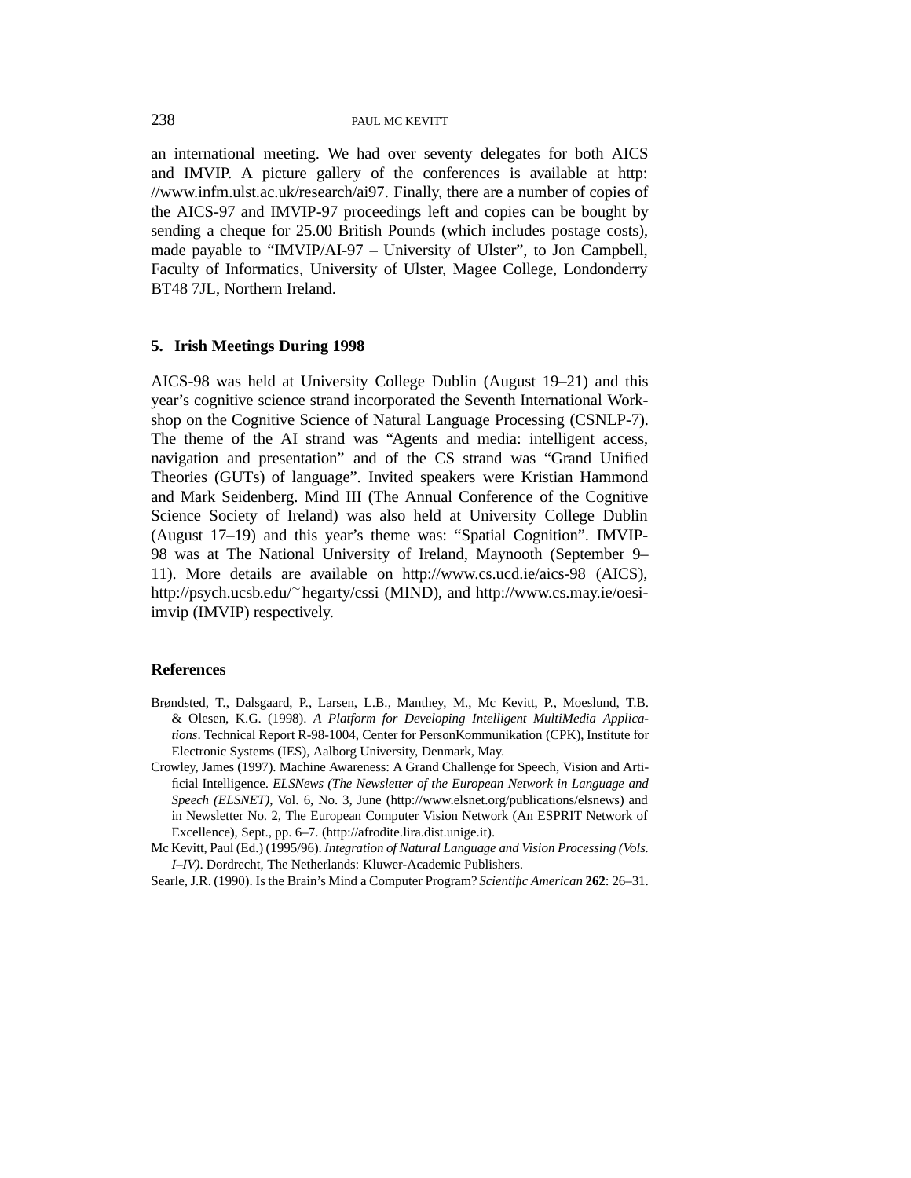an international meeting. We had over seventy delegates for both AICS and IMVIP. A picture gallery of the conferences is available at http://www.infm.ulst.ac.uk/research/ai97. Finally, there are a number of copies of the AICS-97 and IMVIP-97 proceedings left and copies can be bought by sending a cheque for 25.00 British Pounds (which includes postage costs), made payable to "IMVIP/AI-97 – University of Ulster", to Jon Campbell, Faculty of Informatics, University of Ulster, Magee College, Londonderry BT48 7JL, Northern Ireland.

## 5. Irish Meetings During 1998

AICS-98 was held at University College Dublin (August 19–21) and this year's cognitive science strand incorporated the Seventh International Workshop on the Cognitive Science of Natural Language Processing (CSNLP-7). The theme of the AI strand was "Agents and media: intelligent access, navigation and presentation" and of the CS strand was "Grand Unified Theories (GUTs) of language". Invited speakers were Kristian Hammond and Mark Seidenberg. Mind III (The Annual Conference of the Cognitive Science Society of Ireland) was also held at University College Dublin (August 17–19) and this year's theme was: "Spatial Cognition". IMVIP-98 was at The National University of Ireland, Maynooth (September 9–11). More details are available on http://www.cs.ucd.ie/aics-98 (AICS), http://psych.ucsb.edu/~hegarty/cssi (MIND), and http://www.cs.may.ie/oesi-imvip (IMVIP) respectively.

## References

Brøndsted, T., Dalsgaard, P., Larsen, L.B., Manthey, M., Mc Kevitt, P., Moeslund, T.B. & Olesen, K.G. (1998). *A Platform for Developing Intelligent MultiMedia Applications*. Technical Report R-98-1004, Center for PersonKommunikation (CPK), Institute for Electronic Systems (IES), Aalborg University, Denmark, May.

Crowley, James (1997). Machine Awareness: A Grand Challenge for Speech, Vision and Artificial Intelligence. *ELSNews (The Newsletter of the European Network in Language and Speech (ELSNET)*, Vol. 6, No. 3, June (http://www.elsnet.org/publications/elsnews) and in Newsletter No. 2, The European Computer Vision Network (An ESPRIT Network of Excellence), Sept., pp. 6–7. (http://afrodite.lira.dist.unige.it).

Mc Kevitt, Paul (Ed.) (1995/96). *Integration of Natural Language and Vision Processing (Vols. I–IV)*. Dordrecht, The Netherlands: Kluwer-Academic Publishers.

Searle, J.R. (1990). Is the Brain's Mind a Computer Program? *Scientific American* **262**: 26–31.